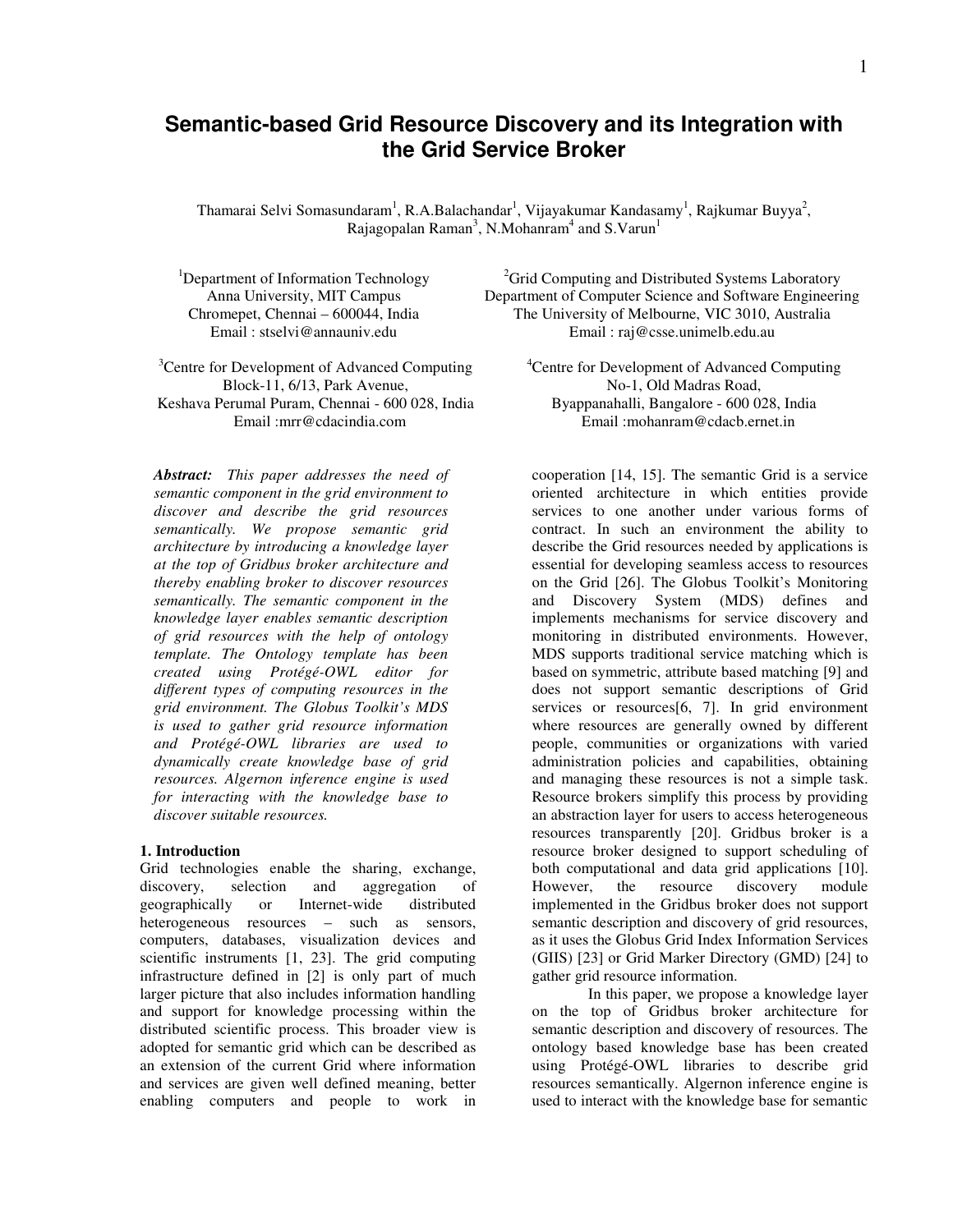# Semantic-based Grid Resource Discovery and its Integration with the Grid Service Broker

Thamarai Selvi Somasundaram[1], R.A.Balachandar[1], Vijayakumar Kandasamy[1], Rajkumar Buyya[2], Rajagopalan Raman[3], N.Mohanram[4] and S.Varun[1]

[1]Department of Information Technology
Anna University, MIT Campus
Chromepet, Chennai – 600044, India
Email : stselvi@annauniv.edu

[2]Grid Computing and Distributed Systems Laboratory
Department of Computer Science and Software Engineering
The University of Melbourne, VIC 3010, Australia
Email : raj@csse.unimelb.edu.au

[3]Centre for Development of Advanced Computing
Block-11, 6/13, Park Avenue,
Keshava Perumal Puram, Chennai - 600 028, India
Email :mrr@cdacindia.com

[4]Centre for Development of Advanced Computing
No-1, Old Madras Road,
Byappanahalli, Bangalore - 600 028, India
Email :mohanram@cdacb.ernet.in

***Abstract:*** *This paper addresses the need of semantic component in the grid environment to discover and describe the grid resources semantically. We propose semantic grid architecture by introducing a knowledge layer at the top of Gridbus broker architecture and thereby enabling broker to discover resources semantically. The semantic component in the knowledge layer enables semantic description of grid resources with the help of ontology template. The Ontology template has been created using Protégé-OWL editor for different types of computing resources in the grid environment. The Globus Toolkit's MDS is used to gather grid resource information and Protégé-OWL libraries are used to dynamically create knowledge base of grid resources. Algernon inference engine is used for interacting with the knowledge base to discover suitable resources.*

## 1. Introduction

Grid technologies enable the sharing, exchange, discovery, selection and aggregation of geographically or Internet-wide distributed heterogeneous resources – such as sensors, computers, databases, visualization devices and scientific instruments [1, 23]. The grid computing infrastructure defined in [2] is only part of much larger picture that also includes information handling and support for knowledge processing within the distributed scientific process. This broader view is adopted for semantic grid which can be described as an extension of the current Grid where information and services are given well defined meaning, better enabling computers and people to work in cooperation [14, 15]. The semantic Grid is a service oriented architecture in which entities provide services to one another under various forms of contract. In such an environment the ability to describe the Grid resources needed by applications is essential for developing seamless access to resources on the Grid [26]. The Globus Toolkit's Monitoring and Discovery System (MDS) defines and implements mechanisms for service discovery and monitoring in distributed environments. However, MDS supports traditional service matching which is based on symmetric, attribute based matching [9] and does not support semantic descriptions of Grid services or resources[6, 7]. In grid environment where resources are generally owned by different people, communities or organizations with varied administration policies and capabilities, obtaining and managing these resources is not a simple task. Resource brokers simplify this process by providing an abstraction layer for users to access heterogeneous resources transparently [20]. Gridbus broker is a resource broker designed to support scheduling of both computational and data grid applications [10]. However, the resource discovery module implemented in the Gridbus broker does not support semantic description and discovery of grid resources, as it uses the Globus Grid Index Information Services (GIIS) [23] or Grid Marker Directory (GMD) [24] to gather grid resource information.

In this paper, we propose a knowledge layer on the top of Gridbus broker architecture for semantic description and discovery of resources. The ontology based knowledge base has been created using Protégé-OWL libraries to describe grid resources semantically. Algernon inference engine is used to interact with the knowledge base for semantic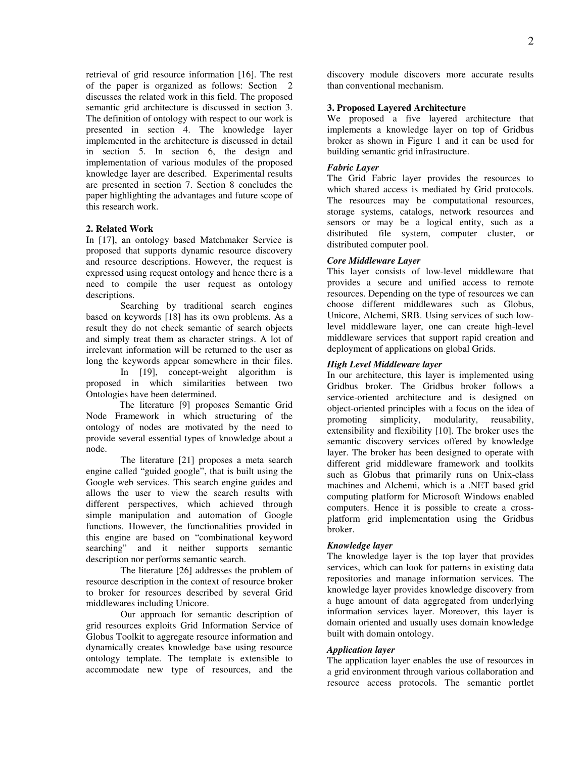retrieval of grid resource information [16]. The rest of the paper is organized as follows: Section 2 discusses the related work in this field. The proposed semantic grid architecture is discussed in section 3. The definition of ontology with respect to our work is presented in section 4. The knowledge layer implemented in the architecture is discussed in detail in section 5. In section 6, the design and implementation of various modules of the proposed knowledge layer are described. Experimental results are presented in section 7. Section 8 concludes the paper highlighting the advantages and future scope of this research work.

## 2. Related Work

In [17], an ontology based Matchmaker Service is proposed that supports dynamic resource discovery and resource descriptions. However, the request is expressed using request ontology and hence there is a need to compile the user request as ontology descriptions.

Searching by traditional search engines based on keywords [18] has its own problems. As a result they do not check semantic of search objects and simply treat them as character strings. A lot of irrelevant information will be returned to the user as long the keywords appear somewhere in their files.

In [19], concept-weight algorithm is proposed in which similarities between two Ontologies have been determined.

The literature [9] proposes Semantic Grid Node Framework in which structuring of the ontology of nodes are motivated by the need to provide several essential types of knowledge about a node.

The literature [21] proposes a meta search engine called "guided google", that is built using the Google web services. This search engine guides and allows the user to view the search results with different perspectives, which achieved through simple manipulation and automation of Google functions. However, the functionalities provided in this engine are based on "combinational keyword searching" and it neither supports semantic description nor performs semantic search.

The literature [26] addresses the problem of resource description in the context of resource broker to broker for resources described by several Grid middlewares including Unicore.

Our approach for semantic description of grid resources exploits Grid Information Service of Globus Toolkit to aggregate resource information and dynamically creates knowledge base using resource ontology template. The template is extensible to accommodate new type of resources, and the discovery module discovers more accurate results than conventional mechanism.

## 3. Proposed Layered Architecture

We proposed a five layered architecture that implements a knowledge layer on top of Gridbus broker as shown in Figure 1 and it can be used for building semantic grid infrastructure.

### *Fabric Layer*

The Grid Fabric layer provides the resources to which shared access is mediated by Grid protocols. The resources may be computational resources, storage systems, catalogs, network resources and sensors or may be a logical entity, such as a distributed file system, computer cluster, or distributed computer pool.

### *Core Middleware Layer*

This layer consists of low-level middleware that provides a secure and unified access to remote resources. Depending on the type of resources we can choose different middlewares such as Globus, Unicore, Alchemi, SRB. Using services of such low-level middleware layer, one can create high-level middleware services that support rapid creation and deployment of applications on global Grids.

### *High Level Middleware layer*

In our architecture, this layer is implemented using Gridbus broker. The Gridbus broker follows a service-oriented architecture and is designed on object-oriented principles with a focus on the idea of promoting simplicity, modularity, reusability, extensibility and flexibility [10]. The broker uses the semantic discovery services offered by knowledge layer. The broker has been designed to operate with different grid middleware framework and toolkits such as Globus that primarily runs on Unix-class machines and Alchemi, which is a .NET based grid computing platform for Microsoft Windows enabled computers. Hence it is possible to create a cross-platform grid implementation using the Gridbus broker.

### *Knowledge layer*

The knowledge layer is the top layer that provides services, which can look for patterns in existing data repositories and manage information services. The knowledge layer provides knowledge discovery from a huge amount of data aggregated from underlying information services layer. Moreover, this layer is domain oriented and usually uses domain knowledge built with domain ontology.

### *Application layer*

The application layer enables the use of resources in a grid environment through various collaboration and resource access protocols. The semantic portlet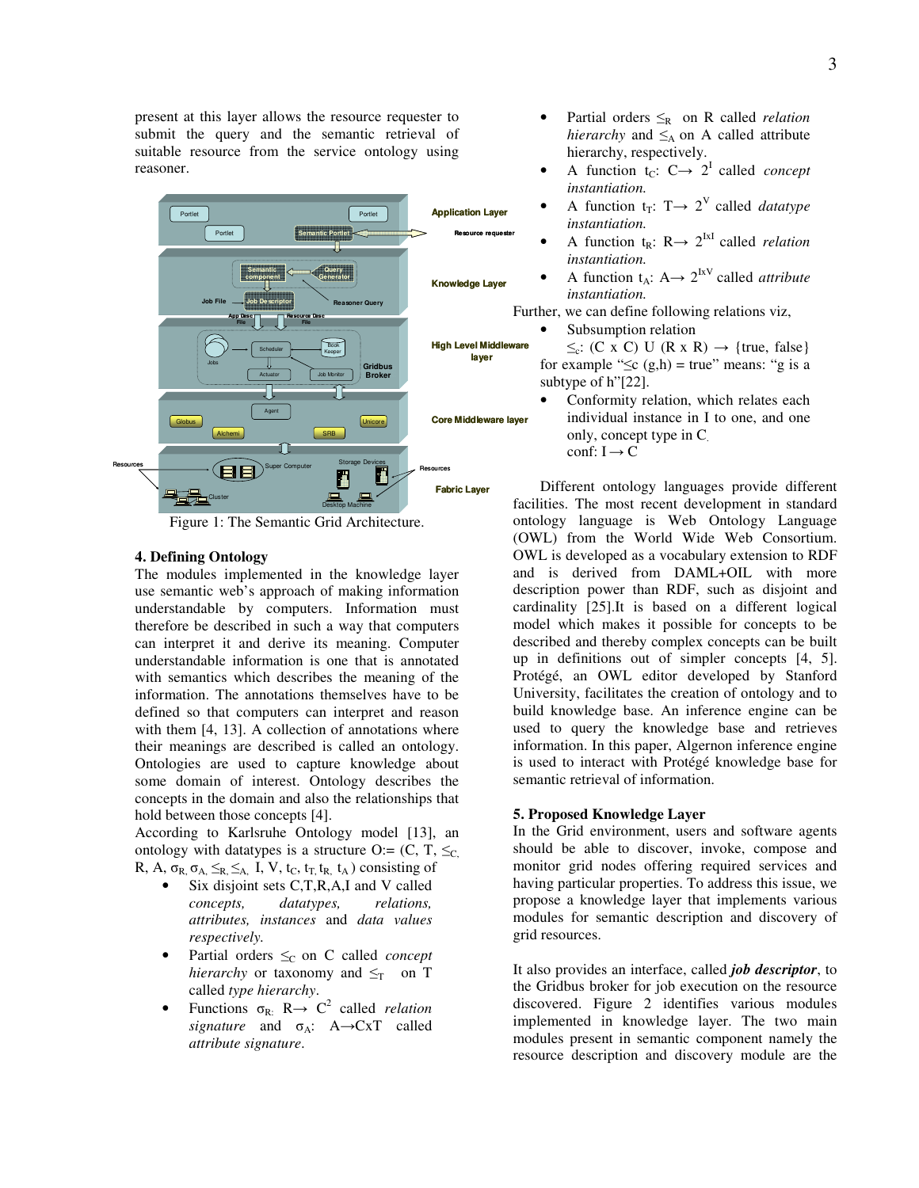present at this layer allows the resource requester to submit the query and the semantic retrieval of suitable resource from the service ontology using reasoner.

Figure 1: The Semantic Grid Architecture.

## 4. Defining Ontology

The modules implemented in the knowledge layer use semantic web's approach of making information understandable by computers. Information must therefore be described in such a way that computers can interpret it and derive its meaning. Computer understandable information is one that is annotated with semantics which describes the meaning of the information. The annotations themselves have to be defined so that computers can interpret and reason with them [4, 13]. A collection of annotations where their meanings are described is called an ontology. Ontologies are used to capture knowledge about some domain of interest. Ontology describes the concepts in the domain and also the relationships that hold between those concepts [4].

According to Karlsruhe Ontology model [13], an ontology with datatypes is a structure $O := (C, T, \leq_C, R, A, \sigma_R, \sigma_A, \leq_R, \leq_A, I, V, t_C, t_T, t_R, t_A)$ consisting of

- Six disjoint sets C,T,R,A,I and V called *concepts, datatypes, relations, attributes, instances* and *data values respectively.*
- Partial orders $\leq_C$ on C called *concept hierarchy* or taxonomy and $\leq_T$ on T called *type hierarchy*.
- Functions $\sigma_R$: $R \rightarrow C^2$ called *relation signature* and $\sigma_A$: $A \rightarrow C x T$ called *attribute signature*.
- Partial orders $\leq_R$ on R called *relation hierarchy* and $\leq_A$ on A called attribute hierarchy, respectively.
- A function $t_C$: $C \rightarrow 2^I$ called *concept instantiation.*
- A function $t_T$: $T \rightarrow 2^V$ called *datatype instantiation.*
- A function $t_R$: $R \rightarrow 2^{IxI}$ called *relation instantiation.*
- A function $t_A$: $A \rightarrow 2^{IxV}$ called *attribute instantiation.*

Further, we can define following relations viz,

- Subsumption relation
  $\leq_c$: (C x C) U (R x R) $\rightarrow$ {true, false}
  for example "$\leq$c (g,h) = true" means: "g is a subtype of h"[22].
- Conformity relation, which relates each individual instance in I to one, and one only, concept type in C.
  conf: $I \rightarrow C$

Different ontology languages provide different facilities. The most recent development in standard ontology language is Web Ontology Language (OWL) from the World Wide Web Consortium. OWL is developed as a vocabulary extension to RDF and is derived from DAML+OIL with more description power than RDF, such as disjoint and cardinality [25].It is based on a different logical model which makes it possible for concepts to be described and thereby complex concepts can be built up in definitions out of simpler concepts [4, 5]. Protégé, an OWL editor developed by Stanford University, facilitates the creation of ontology and to build knowledge base. An inference engine can be used to query the knowledge base and retrieves information. In this paper, Algernon inference engine is used to interact with Protégé knowledge base for semantic retrieval of information.

## 5. Proposed Knowledge Layer

In the Grid environment, users and software agents should be able to discover, invoke, compose and monitor grid nodes offering required services and having particular properties. To address this issue, we propose a knowledge layer that implements various modules for semantic description and discovery of grid resources.

It also provides an interface, called ***job descriptor***, to the Gridbus broker for job execution on the resource discovered. Figure 2 identifies various modules implemented in knowledge layer. The two main modules present in semantic component namely the resource description and discovery module are the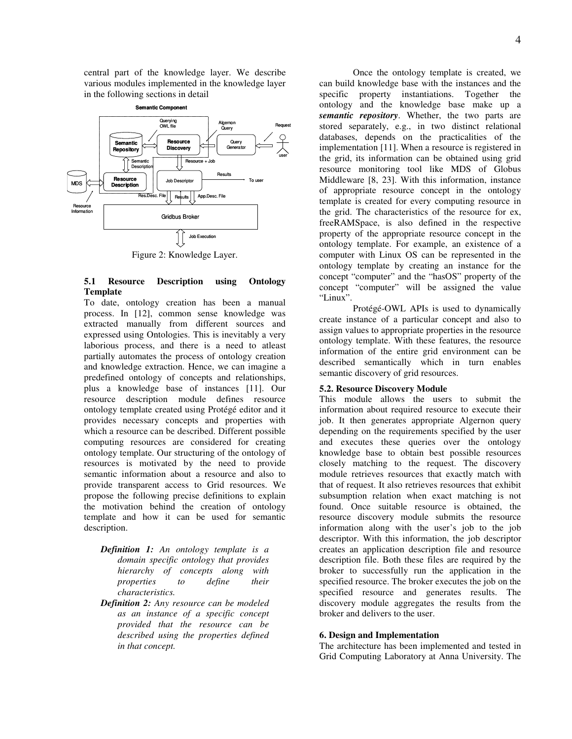central part of the knowledge layer. We describe various modules implemented in the knowledge layer in the following sections in detail

Figure 2: Knowledge Layer.

### 5.1 Resource Description using Ontology Template

To date, ontology creation has been a manual process. In [12], common sense knowledge was extracted manually from different sources and expressed using Ontologies. This is inevitably a very laborious process, and there is a need to atleast partially automates the process of ontology creation and knowledge extraction. Hence, we can imagine a predefined ontology of concepts and relationships, plus a knowledge base of instances [11]. Our resource description module defines resource ontology template created using Protégé editor and it provides necessary concepts and properties with which a resource can be described. Different possible computing resources are considered for creating ontology template. Our structuring of the ontology of resources is motivated by the need to provide semantic information about a resource and also to provide transparent access to Grid resources. We propose the following precise definitions to explain the motivation behind the creation of ontology template and how it can be used for semantic description.

- ***Definition 1:*** *An ontology template is a domain specific ontology that provides hierarchy of concepts along with properties to define their characteristics.*
- ***Definition 2:*** *Any resource can be modeled as an instance of a specific concept provided that the resource can be described using the properties defined in that concept.*

Once the ontology template is created, we can build knowledge base with the instances and the specific property instantiations. Together the ontology and the knowledge base make up a ***semantic repository***. Whether, the two parts are stored separately, e.g., in two distinct relational databases, depends on the practicalities of the implementation [11]. When a resource is registered in the grid, its information can be obtained using grid resource monitoring tool like MDS of Globus Middleware [8, 23]. With this information, instance of appropriate resource concept in the ontology template is created for every computing resource in the grid. The characteristics of the resource for ex, freeRAMSpace, is also defined in the respective property of the appropriate resource concept in the ontology template. For example, an existence of a computer with Linux OS can be represented in the ontology template by creating an instance for the concept "computer" and the "hasOS" property of the concept "computer" will be assigned the value "Linux".

Protégé-OWL APIs is used to dynamically create instance of a particular concept and also to assign values to appropriate properties in the resource ontology template. With these features, the resource information of the entire grid environment can be described semantically which in turn enables semantic discovery of grid resources.

### 5.2. Resource Discovery Module

This module allows the users to submit the information about required resource to execute their job. It then generates appropriate Algernon query depending on the requirements specified by the user and executes these queries over the ontology knowledge base to obtain best possible resources closely matching to the request. The discovery module retrieves resources that exactly match with that of request. It also retrieves resources that exhibit subsumption relation when exact matching is not found. Once suitable resource is obtained, the resource discovery module submits the resource information along with the user's job to the job descriptor. With this information, the job descriptor creates an application description file and resource description file. Both these files are required by the broker to successfully run the application in the specified resource. The broker executes the job on the specified resource and generates results. The discovery module aggregates the results from the broker and delivers to the user.

## 6. Design and Implementation

The architecture has been implemented and tested in Grid Computing Laboratory at Anna University. The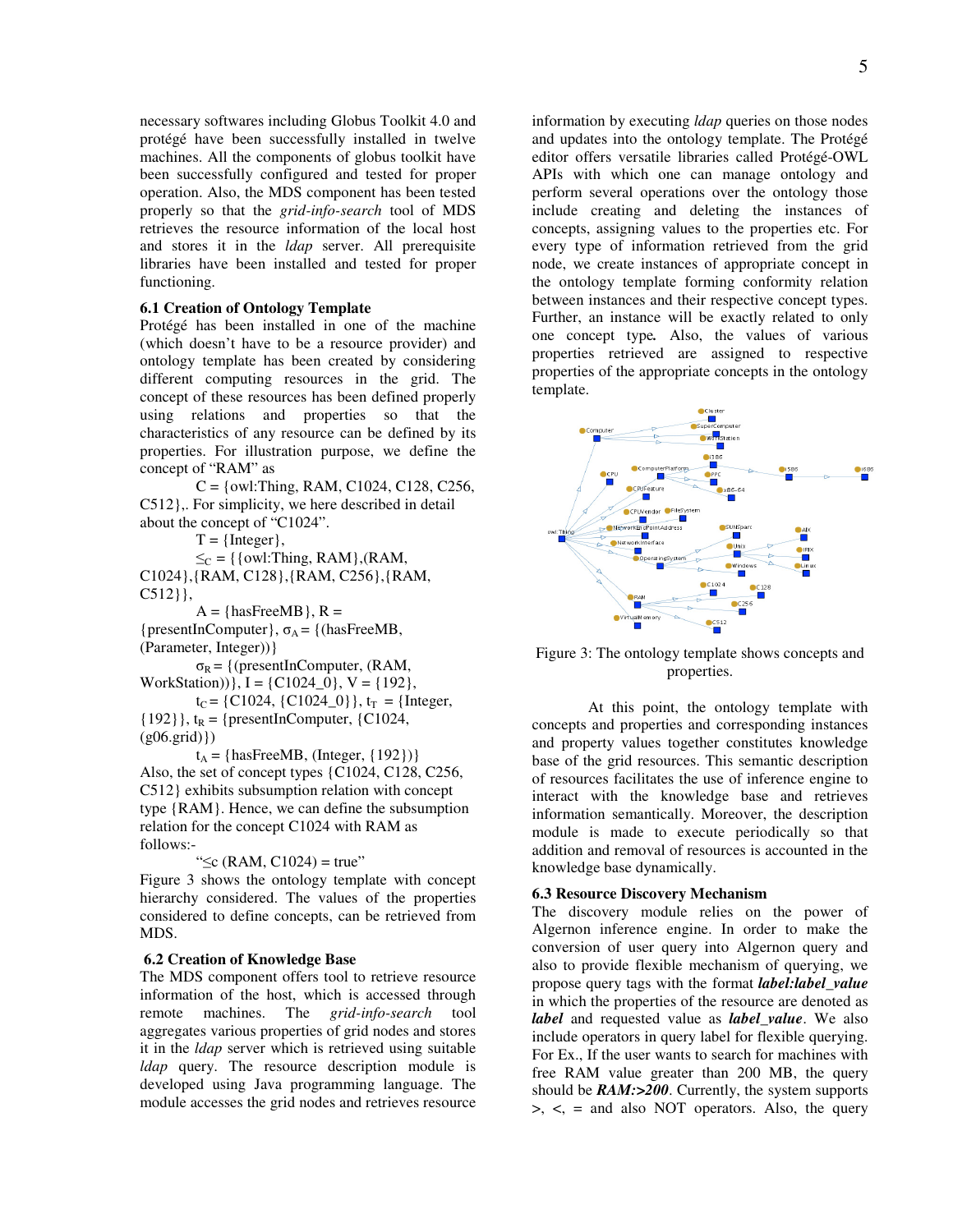necessary softwares including Globus Toolkit 4.0 and protégé have been successfully installed in twelve machines. All the components of globus toolkit have been successfully configured and tested for proper operation. Also, the MDS component has been tested properly so that the *grid-info-search* tool of MDS retrieves the resource information of the local host and stores it in the *ldap* server. All prerequisite libraries have been installed and tested for proper functioning.

### 6.1 Creation of Ontology Template

Protégé has been installed in one of the machine (which doesn't have to be a resource provider) and ontology template has been created by considering different computing resources in the grid. The concept of these resources has been defined properly using relations and properties so that the characteristics of any resource can be defined by its properties. For illustration purpose, we define the concept of "RAM" as

C = {owl:Thing, RAM, C1024, C128, C256, C512},. For simplicity, we here described in detail about the concept of "C1024".

T = {Integer},

$\leq_C$ = {{owl:Thing, RAM},(RAM, C1024},{RAM, C128},{RAM, C256},{RAM, C512}},

A = {hasFreeMB}, R = {presentInComputer}, $\sigma_A$ = {(hasFreeMB, (Parameter, Integer))}

$\sigma_R$ = {(presentInComputer, (RAM, WorkStation))}, I = {C1024_0}, V = {192},

$t_C$ = {C1024, {C1024_0}}, $t_T$ = {Integer, {192}}, $t_R$ = {presentInComputer, {C1024, (g06.grid)}}

$t_A$ = {hasFreeMB, (Integer, {192})}

Also, the set of concept types {C1024, C128, C256, C512} exhibits subsumption relation with concept type {RAM}. Hence, we can define the subsumption relation for the concept C1024 with RAM as follows:-

"$\leq$c (RAM, C1024) = true"

Figure 3 shows the ontology template with concept hierarchy considered. The values of the properties considered to define concepts, can be retrieved from MDS.

### 6.2 Creation of Knowledge Base

The MDS component offers tool to retrieve resource information of the host, which is accessed through remote machines. The *grid-info-search* tool aggregates various properties of grid nodes and stores it in the *ldap* server which is retrieved using suitable *ldap* query. The resource description module is developed using Java programming language. The module accesses the grid nodes and retrieves resource information by executing *ldap* queries on those nodes and updates into the ontology template. The Protégé editor offers versatile libraries called Protégé-OWL APIs with which one can manage ontology and perform several operations over the ontology those include creating and deleting the instances of concepts, assigning values to the properties etc. For every type of information retrieved from the grid node, we create instances of appropriate concept in the ontology template forming conformity relation between instances and their respective concept types. Further, an instance will be exactly related to only one concept type**.** Also, the values of various properties retrieved are assigned to respective properties of the appropriate concepts in the ontology template.

Figure 3: The ontology template shows concepts and properties.

At this point, the ontology template with concepts and properties and corresponding instances and property values together constitutes knowledge base of the grid resources. This semantic description of resources facilitates the use of inference engine to interact with the knowledge base and retrieves information semantically. Moreover, the description module is made to execute periodically so that addition and removal of resources is accounted in the knowledge base dynamically.

### 6.3 Resource Discovery Mechanism

The discovery module relies on the power of Algernon inference engine. In order to make the conversion of user query into Algernon query and also to provide flexible mechanism of querying, we propose query tags with the format ***label:label_value*** in which the properties of the resource are denoted as ***label*** and requested value as ***label_value***. We also include operators in query label for flexible querying. For Ex., If the user wants to search for machines with free RAM value greater than 200 MB, the query should be ***RAM:>200***. Currently, the system supports >, <, = and also NOT operators. Also, the query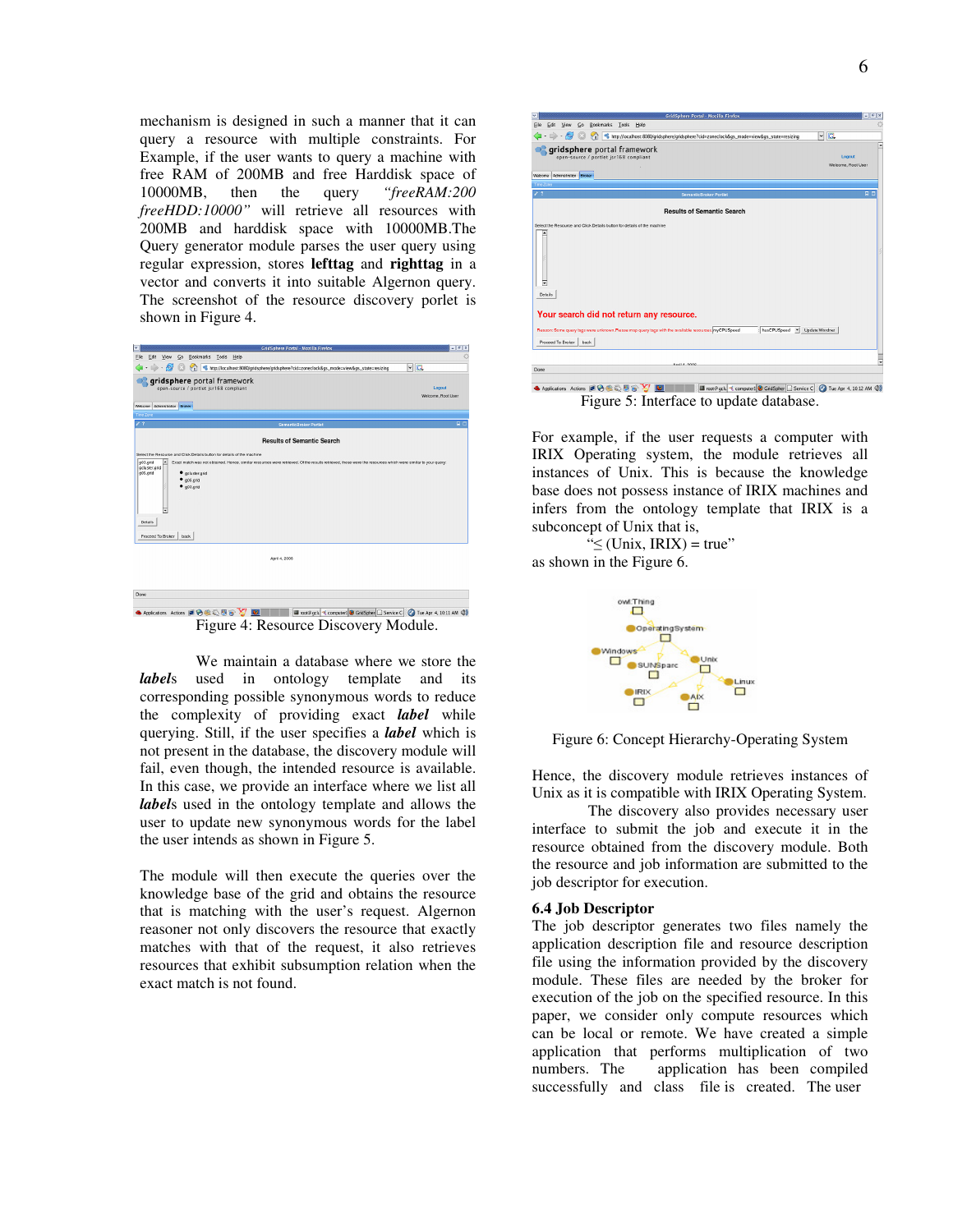mechanism is designed in such a manner that it can query a resource with multiple constraints. For Example, if the user wants to query a machine with free RAM of 200MB and free Harddisk space of 10000MB, then the query *"freeRAM:200 freeHDD:10000"* will retrieve all resources with 200MB and harddisk space with 10000MB.The Query generator module parses the user query using regular expression, stores **lefttag** and **righttag** in a vector and converts it into suitable Algernon query. The screenshot of the resource discovery portlet is shown in Figure 4.

Figure 4: Resource Discovery Module.

We maintain a database where we store the ***label***s used in ontology template and its corresponding possible synonymous words to reduce the complexity of providing exact ***label*** while querying. Still, if the user specifies a ***label*** which is not present in the database, the discovery module will fail, even though, the intended resource is available. In this case, we provide an interface where we list all ***label***s used in the ontology template and allows the user to update new synonymous words for the label the user intends as shown in Figure 5.

The module will then execute the queries over the knowledge base of the grid and obtains the resource that is matching with the user's request. Algernon reasoner not only discovers the resource that exactly matches with that of the request, it also retrieves resources that exhibit subsumption relation when the exact match is not found.

Figure 5: Interface to update database.

For example, if the user requests a computer with IRIX Operating system, the module retrieves all instances of Unix. This is because the knowledge base does not possess instance of IRIX machines and infers from the ontology template that IRIX is a subconcept of Unix that is,

"$\leq$ (Unix, IRIX) = true"

as shown in the Figure 6.

Figure 6: Concept Hierarchy-Operating System

Hence, the discovery module retrieves instances of Unix as it is compatible with IRIX Operating System.

The discovery also provides necessary user interface to submit the job and execute it in the resource obtained from the discovery module. Both the resource and job information are submitted to the job descriptor for execution.

### 6.4 Job Descriptor

The job descriptor generates two files namely the application description file and resource description file using the information provided by the discovery module. These files are needed by the broker for execution of the job on the specified resource. In this paper, we consider only compute resources which can be local or remote. We have created a simple application that performs multiplication of two numbers. The application has been compiled successfully and class file is created. The user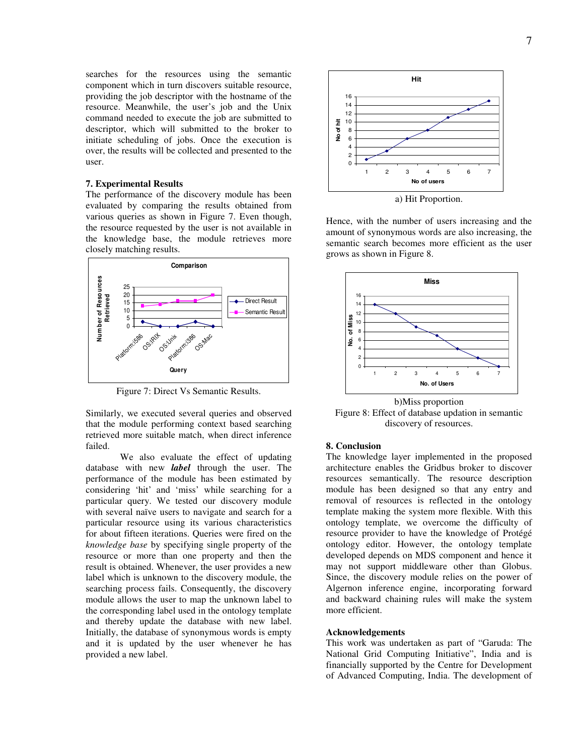searches for the resources using the semantic component which in turn discovers suitable resource, providing the job descriptor with the hostname of the resource. Meanwhile, the user's job and the Unix command needed to execute the job are submitted to descriptor, which will submitted to the broker to initiate scheduling of jobs. Once the execution is over, the results will be collected and presented to the user.

### 7. Experimental Results

The performance of the discovery module has been evaluated by comparing the results obtained from various queries as shown in Figure 7. Even though, the resource requested by the user is not available in the knowledge base, the module retrieves more closely matching results.

Figure 7: Direct Vs Semantic Results.

Similarly, we executed several queries and observed that the module performing context based searching retrieved more suitable match, when direct inference failed.

We also evaluate the effect of updating database with new ***label*** through the user. The performance of the module has been estimated by considering 'hit' and 'miss' while searching for a particular query. We tested our discovery module with several naïve users to navigate and search for a particular resource using its various characteristics for about fifteen iterations. Queries were fired on the *knowledge base* by specifying single property of the resource or more than one property and then the result is obtained. Whenever, the user provides a new label which is unknown to the discovery module, the searching process fails. Consequently, the discovery module allows the user to map the unknown label to the corresponding label used in the ontology template and thereby update the database with new label. Initially, the database of synonymous words is empty and it is updated by the user whenever he has provided a new label.

a) Hit Proportion.

Hence, with the number of users increasing and the amount of synonymous words are also increasing, the semantic search becomes more efficient as the user grows as shown in Figure 8.

b)Miss proportion

Figure 8: Effect of database updation in semantic discovery of resources.

### 8. Conclusion

The knowledge layer implemented in the proposed architecture enables the Gridbus broker to discover resources semantically. The resource description module has been designed so that any entry and removal of resources is reflected in the ontology template making the system more flexible. With this ontology template, we overcome the difficulty of resource provider to have the knowledge of Protégé ontology editor. However, the ontology template developed depends on MDS component and hence it may not support middleware other than Globus. Since, the discovery module relies on the power of Algernon inference engine, incorporating forward and backward chaining rules will make the system more efficient.

### Acknowledgements

This work was undertaken as part of "Garuda: The National Grid Computing Initiative", India and is financially supported by the Centre for Development of Advanced Computing, India. The development of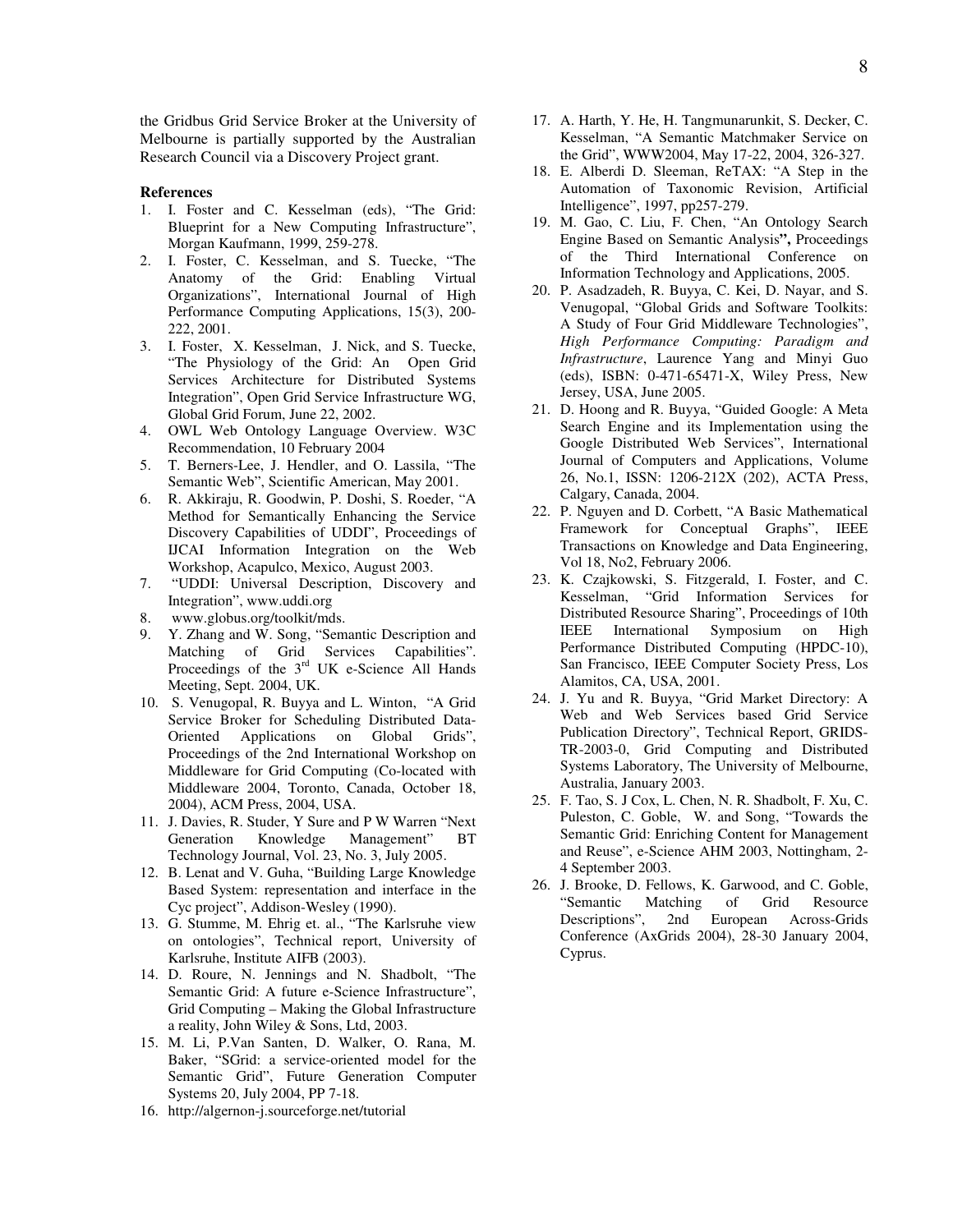the Gridbus Grid Service Broker at the University of Melbourne is partially supported by the Australian Research Council via a Discovery Project grant.

**References**

1. I. Foster and C. Kesselman (eds), "The Grid: Blueprint for a New Computing Infrastructure", Morgan Kaufmann, 1999, 259-278.
2. I. Foster, C. Kesselman, and S. Tuecke, "The Anatomy of the Grid: Enabling Virtual Organizations", International Journal of High Performance Computing Applications, 15(3), 200-222, 2001.
3. I. Foster, X. Kesselman, J. Nick, and S. Tuecke, "The Physiology of the Grid: An Open Grid Services Architecture for Distributed Systems Integration", Open Grid Service Infrastructure WG, Global Grid Forum, June 22, 2002.
4. OWL Web Ontology Language Overview. W3C Recommendation, 10 February 2004
5. T. Berners-Lee, J. Hendler, and O. Lassila, "The Semantic Web", Scientific American, May 2001.
6. R. Akkiraju, R. Goodwin, P. Doshi, S. Roeder, "A Method for Semantically Enhancing the Service Discovery Capabilities of UDDI", Proceedings of IJCAI Information Integration on the Web Workshop, Acapulco, Mexico, August 2003.
7. "UDDI: Universal Description, Discovery and Integration", www.uddi.org
8. www.globus.org/toolkit/mds.
9. Y. Zhang and W. Song, "Semantic Description and Matching of Grid Services Capabilities". Proceedings of the 3rd UK e-Science All Hands Meeting, Sept. 2004, UK.
10. S. Venugopal, R. Buyya and L. Winton, "A Grid Service Broker for Scheduling Distributed Data-Oriented Applications on Global Grids", Proceedings of the 2nd International Workshop on Middleware for Grid Computing (Co-located with Middleware 2004, Toronto, Canada, October 18, 2004), ACM Press, 2004, USA.
11. J. Davies, R. Studer, Y Sure and P W Warren "Next Generation Knowledge Management" BT Technology Journal, Vol. 23, No. 3, July 2005.
12. B. Lenat and V. Guha, "Building Large Knowledge Based System: representation and interface in the Cyc project", Addison-Wesley (1990).
13. G. Stumme, M. Ehrig et. al., "The Karlsruhe view on ontologies", Technical report, University of Karlsruhe, Institute AIFB (2003).
14. D. Roure, N. Jennings and N. Shadbolt, "The Semantic Grid: A future e-Science Infrastructure", Grid Computing – Making the Global Infrastructure a reality, John Wiley & Sons, Ltd, 2003.
15. M. Li, P.Van Santen, D. Walker, O. Rana, M. Baker, "SGrid: a service-oriented model for the Semantic Grid", Future Generation Computer Systems 20, July 2004, PP 7-18.
16. http://algernon-j.sourceforge.net/tutorial
17. A. Harth, Y. He, H. Tangmunarunkit, S. Decker, C. Kesselman, "A Semantic Matchmaker Service on the Grid", WWW2004, May 17-22, 2004, 326-327.
18. E. Alberdi D. Sleeman, ReTAX: "A Step in the Automation of Taxonomic Revision, Artificial Intelligence", 1997, pp257-279.
19. M. Gao, C. Liu, F. Chen, "An Ontology Search Engine Based on Semantic Analysis**",** Proceedings of the Third International Conference on Information Technology and Applications, 2005.
20. P. Asadzadeh, R. Buyya, C. Kei, D. Nayar, and S. Venugopal, "Global Grids and Software Toolkits: A Study of Four Grid Middleware Technologies", *High Performance Computing: Paradigm and Infrastructure*, Laurence Yang and Minyi Guo (eds), ISBN: 0-471-65471-X, Wiley Press, New Jersey, USA, June 2005.
21. D. Hoong and R. Buyya, "Guided Google: A Meta Search Engine and its Implementation using the Google Distributed Web Services", International Journal of Computers and Applications, Volume 26, No.1, ISSN: 1206-212X (202), ACTA Press, Calgary, Canada, 2004.
22. P. Nguyen and D. Corbett, "A Basic Mathematical Framework for Conceptual Graphs", IEEE Transactions on Knowledge and Data Engineering, Vol 18, No2, February 2006.
23. K. Czajkowski, S. Fitzgerald, I. Foster, and C. Kesselman, "Grid Information Services for Distributed Resource Sharing", Proceedings of 10th IEEE International Symposium on High Performance Distributed Computing (HPDC-10), San Francisco, IEEE Computer Society Press, Los Alamitos, CA, USA, 2001.
24. J. Yu and R. Buyya, "Grid Market Directory: A Web and Web Services based Grid Service Publication Directory", Technical Report, GRIDS-TR-2003-0, Grid Computing and Distributed Systems Laboratory, The University of Melbourne, Australia, January 2003.
25. F. Tao, S. J Cox, L. Chen, N. R. Shadbolt, F. Xu, C. Puleston, C. Goble, W. and Song, "Towards the Semantic Grid: Enriching Content for Management and Reuse", e-Science AHM 2003, Nottingham, 2-4 September 2003.
26. J. Brooke, D. Fellows, K. Garwood, and C. Goble, "Semantic Matching of Grid Resource Descriptions", 2nd European Across-Grids Conference (AxGrids 2004), 28-30 January 2004, Cyprus.